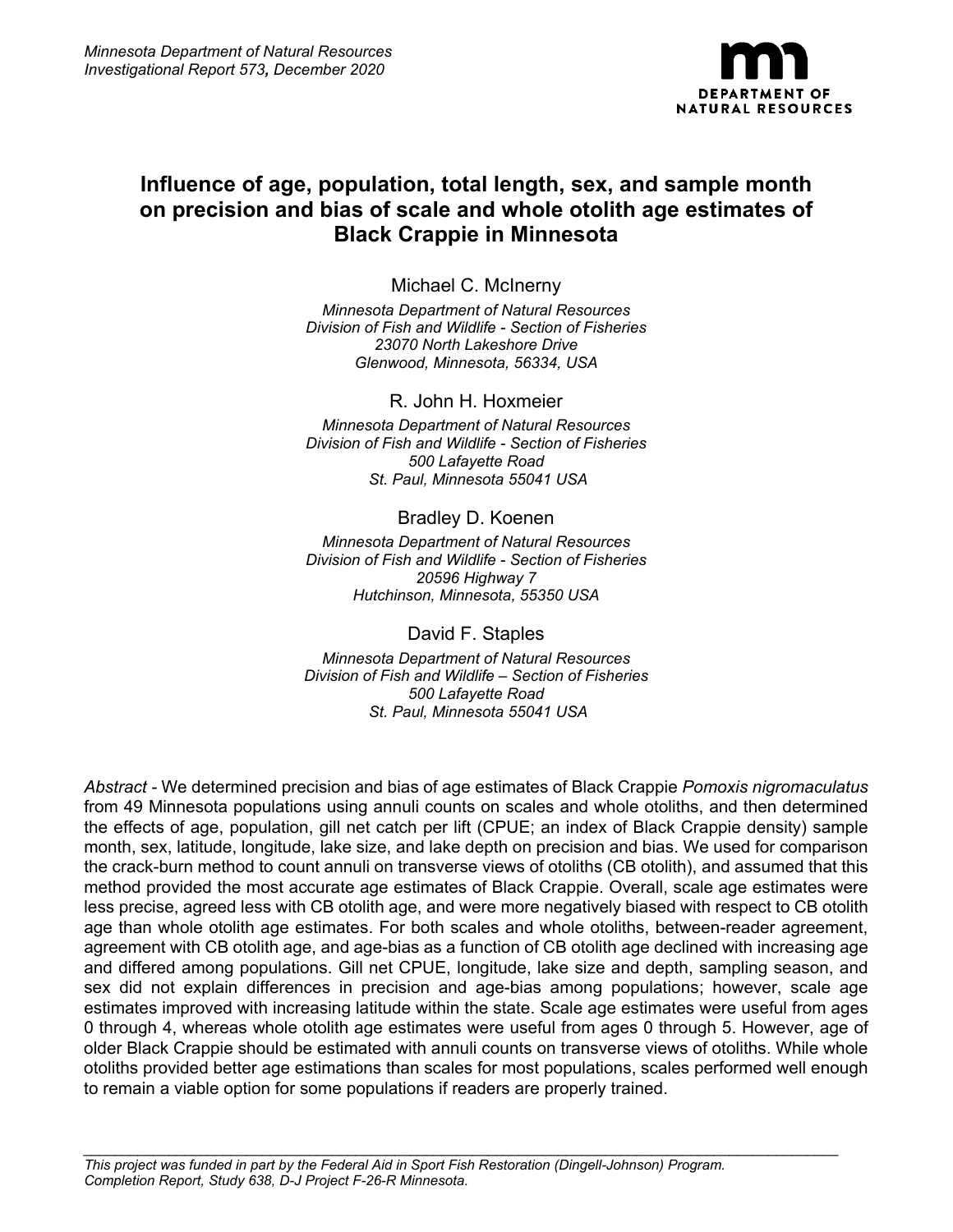*Minnesota Department of Natural Resources*
*Investigational Report 573, December 2020*

# Influence of age, population, total length, sex, and sample month on precision and bias of scale and whole otolith age estimates of Black Crappie in Minnesota

Michael C. McInerny

*Minnesota Department of Natural Resources*
*Division of Fish and Wildlife - Section of Fisheries*
*23070 North Lakeshore Drive*
*Glenwood, Minnesota, 56334, USA*

R. John H. Hoxmeier

*Minnesota Department of Natural Resources*
*Division of Fish and Wildlife - Section of Fisheries*
*500 Lafayette Road*
*St. Paul, Minnesota 55041 USA*

Bradley D. Koenen

*Minnesota Department of Natural Resources*
*Division of Fish and Wildlife - Section of Fisheries*
*20596 Highway 7*
*Hutchinson, Minnesota, 55350 USA*

David F. Staples

*Minnesota Department of Natural Resources*
*Division of Fish and Wildlife – Section of Fisheries*
*500 Lafayette Road*
*St. Paul, Minnesota 55041 USA*

*Abstract* - We determined precision and bias of age estimates of Black Crappie *Pomoxis nigromaculatus* from 49 Minnesota populations using annuli counts on scales and whole otoliths, and then determined the effects of age, population, gill net catch per lift (CPUE; an index of Black Crappie density) sample month, sex, latitude, longitude, lake size, and lake depth on precision and bias. We used for comparison the crack-burn method to count annuli on transverse views of otoliths (CB otolith), and assumed that this method provided the most accurate age estimates of Black Crappie. Overall, scale age estimates were less precise, agreed less with CB otolith age, and were more negatively biased with respect to CB otolith age than whole otolith age estimates. For both scales and whole otoliths, between-reader agreement, agreement with CB otolith age, and age-bias as a function of CB otolith age declined with increasing age and differed among populations. Gill net CPUE, longitude, lake size and depth, sampling season, and sex did not explain differences in precision and age-bias among populations; however, scale age estimates improved with increasing latitude within the state. Scale age estimates were useful from ages 0 through 4, whereas whole otolith age estimates were useful from ages 0 through 5. However, age of older Black Crappie should be estimated with annuli counts on transverse views of otoliths. While whole otoliths provided better age estimations than scales for most populations, scales performed well enough to remain a viable option for some populations if readers are properly trained.

---

*This project was funded in part by the Federal Aid in Sport Fish Restoration (Dingell-Johnson) Program.*
*Completion Report, Study 638, D-J Project F-26-R Minnesota.*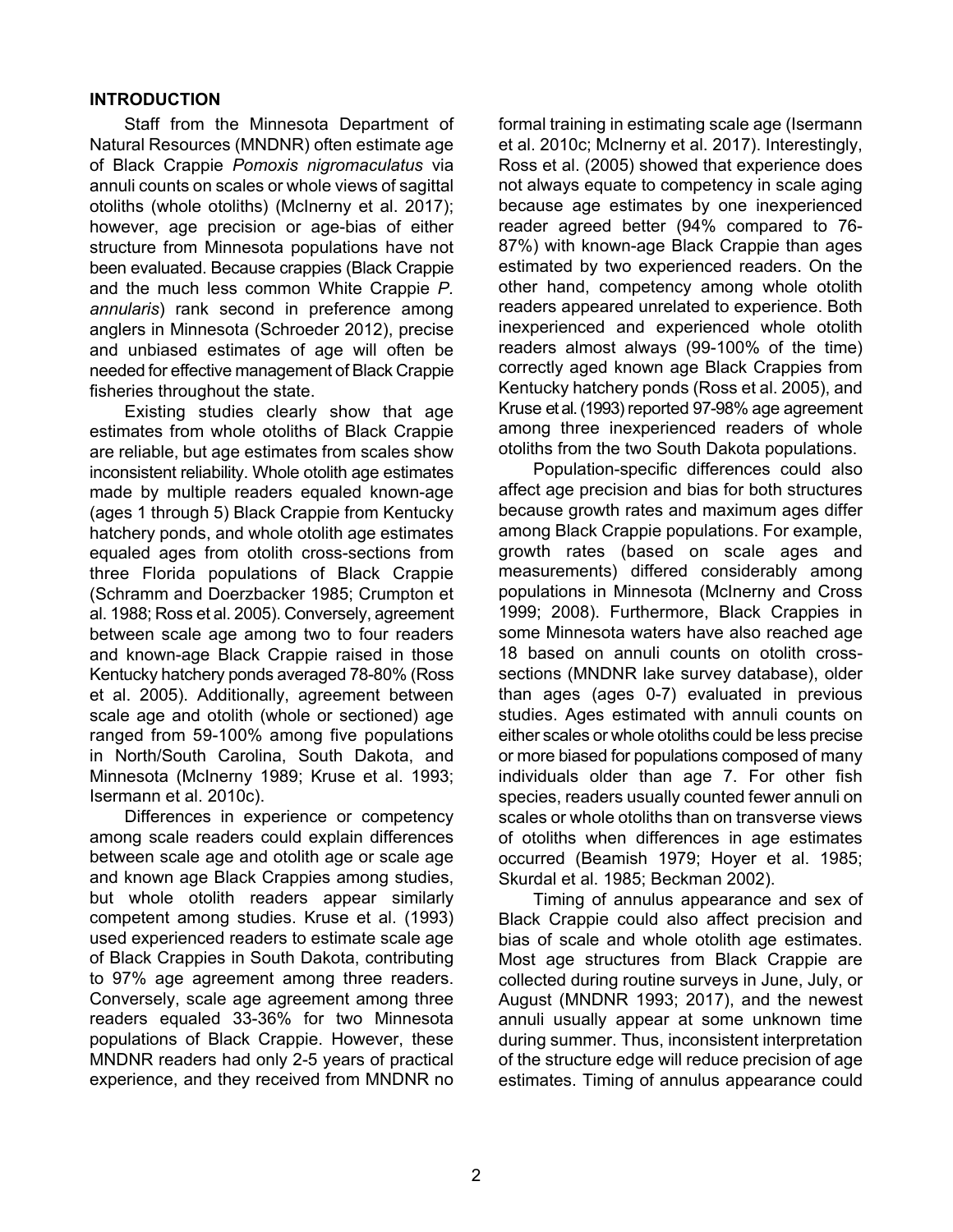## INTRODUCTION

Staff from the Minnesota Department of Natural Resources (MNDNR) often estimate age of Black Crappie *Pomoxis nigromaculatus* via annuli counts on scales or whole views of sagittal otoliths (whole otoliths) (McInerny et al. 2017); however, age precision or age-bias of either structure from Minnesota populations have not been evaluated. Because crappies (Black Crappie and the much less common White Crappie *P. annularis*) rank second in preference among anglers in Minnesota (Schroeder 2012), precise and unbiased estimates of age will often be needed for effective management of Black Crappie fisheries throughout the state.

Existing studies clearly show that age estimates from whole otoliths of Black Crappie are reliable, but age estimates from scales show inconsistent reliability. Whole otolith age estimates made by multiple readers equaled known-age (ages 1 through 5) Black Crappie from Kentucky hatchery ponds, and whole otolith age estimates equaled ages from otolith cross-sections from three Florida populations of Black Crappie (Schramm and Doerzbacker 1985; Crumpton et al. 1988; Ross et al. 2005). Conversely, agreement between scale age among two to four readers and known-age Black Crappie raised in those Kentucky hatchery ponds averaged 78-80% (Ross et al. 2005). Additionally, agreement between scale age and otolith (whole or sectioned) age ranged from 59-100% among five populations in North/South Carolina, South Dakota, and Minnesota (McInerny 1989; Kruse et al. 1993; Isermann et al. 2010c).

Differences in experience or competency among scale readers could explain differences between scale age and otolith age or scale age and known age Black Crappies among studies, but whole otolith readers appear similarly competent among studies. Kruse et al. (1993) used experienced readers to estimate scale age of Black Crappies in South Dakota, contributing to 97% age agreement among three readers. Conversely, scale age agreement among three readers equaled 33-36% for two Minnesota populations of Black Crappie. However, these MNDNR readers had only 2-5 years of practical experience, and they received from MNDNR no formal training in estimating scale age (Isermann et al. 2010c; McInerny et al. 2017). Interestingly, Ross et al. (2005) showed that experience does not always equate to competency in scale aging because age estimates by one inexperienced reader agreed better (94% compared to 76-87%) with known-age Black Crappie than ages estimated by two experienced readers. On the other hand, competency among whole otolith readers appeared unrelated to experience. Both inexperienced and experienced whole otolith readers almost always (99-100% of the time) correctly aged known age Black Crappies from Kentucky hatchery ponds (Ross et al. 2005), and Kruse et al. (1993) reported 97-98% age agreement among three inexperienced readers of whole otoliths from the two South Dakota populations.

Population-specific differences could also affect age precision and bias for both structures because growth rates and maximum ages differ among Black Crappie populations. For example, growth rates (based on scale ages and measurements) differed considerably among populations in Minnesota (McInerny and Cross 1999; 2008). Furthermore, Black Crappies in some Minnesota waters have also reached age 18 based on annuli counts on otolith cross-sections (MNDNR lake survey database), older than ages (ages 0-7) evaluated in previous studies. Ages estimated with annuli counts on either scales or whole otoliths could be less precise or more biased for populations composed of many individuals older than age 7. For other fish species, readers usually counted fewer annuli on scales or whole otoliths than on transverse views of otoliths when differences in age estimates occurred (Beamish 1979; Hoyer et al. 1985; Skurdal et al. 1985; Beckman 2002).

Timing of annulus appearance and sex of Black Crappie could also affect precision and bias of scale and whole otolith age estimates. Most age structures from Black Crappie are collected during routine surveys in June, July, or August (MNDNR 1993; 2017), and the newest annuli usually appear at some unknown time during summer. Thus, inconsistent interpretation of the structure edge will reduce precision of age estimates. Timing of annulus appearance could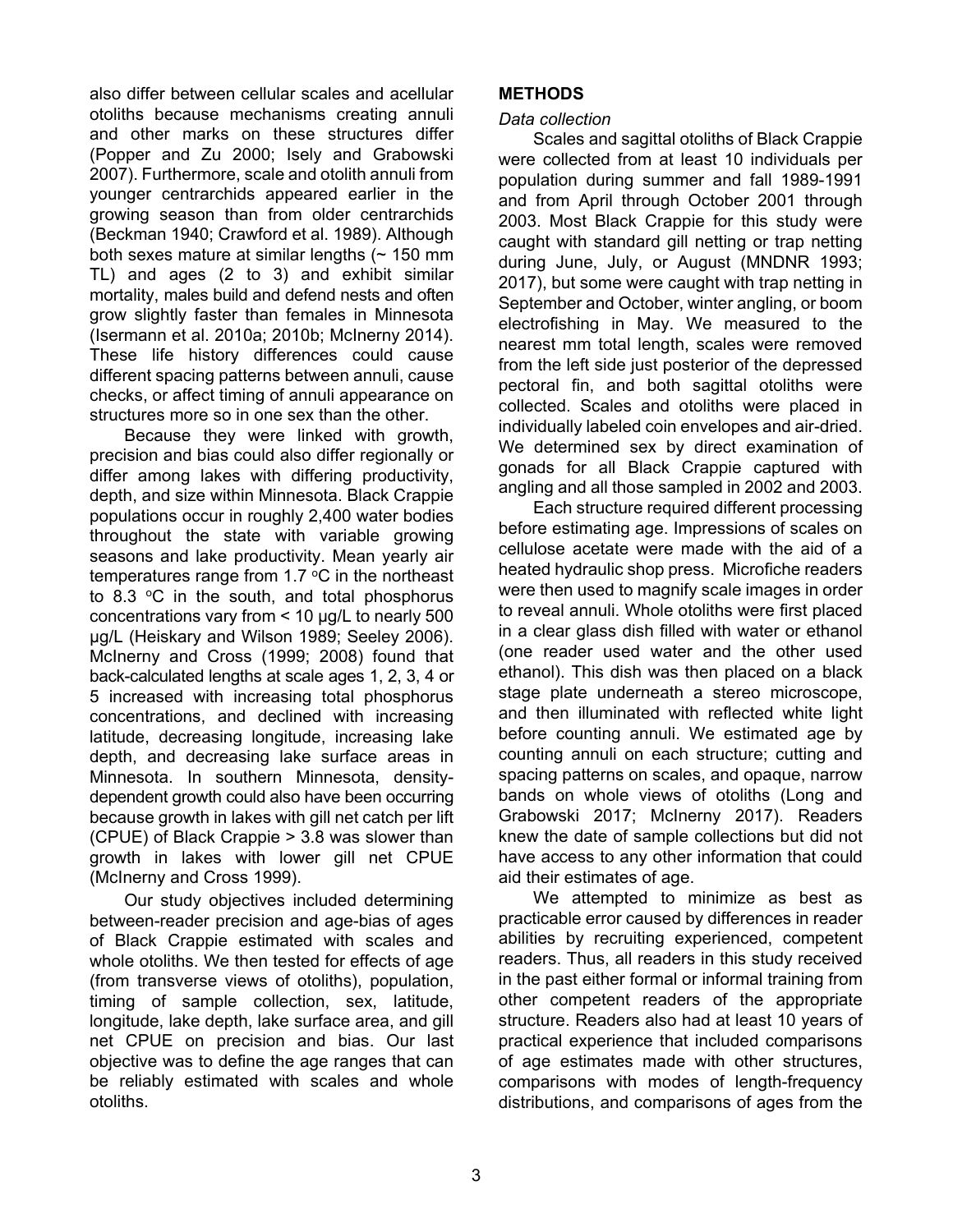also differ between cellular scales and acellular otoliths because mechanisms creating annuli and other marks on these structures differ (Popper and Zu 2000; Isely and Grabowski 2007). Furthermore, scale and otolith annuli from younger centrarchids appeared earlier in the growing season than from older centrarchids (Beckman 1940; Crawford et al. 1989). Although both sexes mature at similar lengths (~ 150 mm TL) and ages (2 to 3) and exhibit similar mortality, males build and defend nests and often grow slightly faster than females in Minnesota (Isermann et al. 2010a; 2010b; McInerny 2014). These life history differences could cause different spacing patterns between annuli, cause checks, or affect timing of annuli appearance on structures more so in one sex than the other.

Because they were linked with growth, precision and bias could also differ regionally or differ among lakes with differing productivity, depth, and size within Minnesota. Black Crappie populations occur in roughly 2,400 water bodies throughout the state with variable growing seasons and lake productivity. Mean yearly air temperatures range from 1.7 °C in the northeast to 8.3 °C in the south, and total phosphorus concentrations vary from < 10 µg/L to nearly 500 µg/L (Heiskary and Wilson 1989; Seeley 2006). McInerny and Cross (1999; 2008) found that back-calculated lengths at scale ages 1, 2, 3, 4 or 5 increased with increasing total phosphorus concentrations, and declined with increasing latitude, decreasing longitude, increasing lake depth, and decreasing lake surface areas in Minnesota. In southern Minnesota, density-dependent growth could also have been occurring because growth in lakes with gill net catch per lift (CPUE) of Black Crappie > 3.8 was slower than growth in lakes with lower gill net CPUE (McInerny and Cross 1999).

Our study objectives included determining between-reader precision and age-bias of ages of Black Crappie estimated with scales and whole otoliths. We then tested for effects of age (from transverse views of otoliths), population, timing of sample collection, sex, latitude, longitude, lake depth, lake surface area, and gill net CPUE on precision and bias. Our last objective was to define the age ranges that can be reliably estimated with scales and whole otoliths.

## METHODS

*Data collection*

Scales and sagittal otoliths of Black Crappie were collected from at least 10 individuals per population during summer and fall 1989-1991 and from April through October 2001 through 2003. Most Black Crappie for this study were caught with standard gill netting or trap netting during June, July, or August (MNDNR 1993; 2017), but some were caught with trap netting in September and October, winter angling, or boom electrofishing in May. We measured to the nearest mm total length, scales were removed from the left side just posterior of the depressed pectoral fin, and both sagittal otoliths were collected. Scales and otoliths were placed in individually labeled coin envelopes and air-dried. We determined sex by direct examination of gonads for all Black Crappie captured with angling and all those sampled in 2002 and 2003.

Each structure required different processing before estimating age. Impressions of scales on cellulose acetate were made with the aid of a heated hydraulic shop press. Microfiche readers were then used to magnify scale images in order to reveal annuli. Whole otoliths were first placed in a clear glass dish filled with water or ethanol (one reader used water and the other used ethanol). This dish was then placed on a black stage plate underneath a stereo microscope, and then illuminated with reflected white light before counting annuli. We estimated age by counting annuli on each structure; cutting and spacing patterns on scales, and opaque, narrow bands on whole views of otoliths (Long and Grabowski 2017; McInerny 2017). Readers knew the date of sample collections but did not have access to any other information that could aid their estimates of age.

We attempted to minimize as best as practicable error caused by differences in reader abilities by recruiting experienced, competent readers. Thus, all readers in this study received in the past either formal or informal training from other competent readers of the appropriate structure. Readers also had at least 10 years of practical experience that included comparisons of age estimates made with other structures, comparisons with modes of length-frequency distributions, and comparisons of ages from the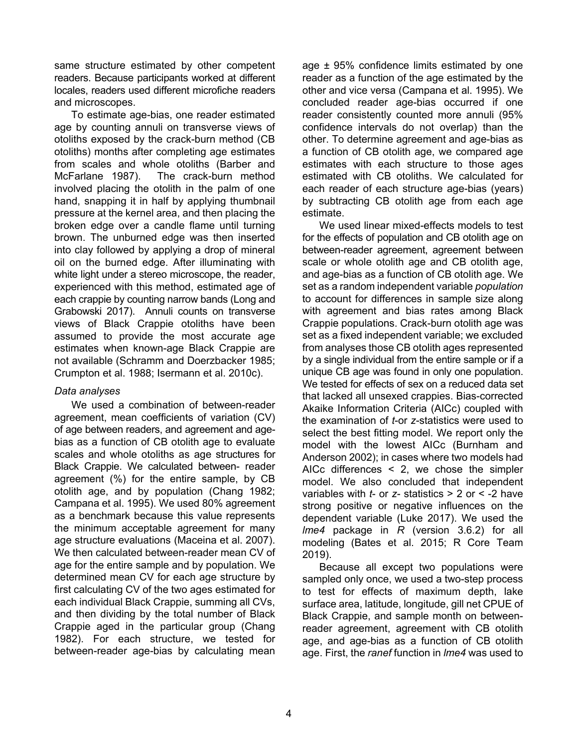same structure estimated by other competent readers. Because participants worked at different locales, readers used different microfiche readers and microscopes.

To estimate age-bias, one reader estimated age by counting annuli on transverse views of otoliths exposed by the crack-burn method (CB otoliths) months after completing age estimates from scales and whole otoliths (Barber and McFarlane 1987). The crack-burn method involved placing the otolith in the palm of one hand, snapping it in half by applying thumbnail pressure at the kernel area, and then placing the broken edge over a candle flame until turning brown. The unburned edge was then inserted into clay followed by applying a drop of mineral oil on the burned edge. After illuminating with white light under a stereo microscope, the reader, experienced with this method, estimated age of each crappie by counting narrow bands (Long and Grabowski 2017). Annuli counts on transverse views of Black Crappie otoliths have been assumed to provide the most accurate age estimates when known-age Black Crappie are not available (Schramm and Doerzbacker 1985; Crumpton et al. 1988; Isermann et al. 2010c).

*Data analyses*

We used a combination of between-reader agreement, mean coefficients of variation (CV) of age between readers, and agreement and age-bias as a function of CB otolith age to evaluate scales and whole otoliths as age structures for Black Crappie. We calculated between- reader agreement (%) for the entire sample, by CB otolith age, and by population (Chang 1982; Campana et al. 1995). We used 80% agreement as a benchmark because this value represents the minimum acceptable agreement for many age structure evaluations (Maceina et al. 2007). We then calculated between-reader mean CV of age for the entire sample and by population. We determined mean CV for each age structure by first calculating CV of the two ages estimated for each individual Black Crappie, summing all CVs, and then dividing by the total number of Black Crappie aged in the particular group (Chang 1982). For each structure, we tested for between-reader age-bias by calculating mean age ± 95% confidence limits estimated by one reader as a function of the age estimated by the other and vice versa (Campana et al. 1995). We concluded reader age-bias occurred if one reader consistently counted more annuli (95% confidence intervals do not overlap) than the other. To determine agreement and age-bias as a function of CB otolith age, we compared age estimates with each structure to those ages estimated with CB otoliths. We calculated for each reader of each structure age-bias (years) by subtracting CB otolith age from each age estimate.

We used linear mixed-effects models to test for the effects of population and CB otolith age on between-reader agreement, agreement between scale or whole otolith age and CB otolith age, and age-bias as a function of CB otolith age. We set as a random independent variable *population* to account for differences in sample size along with agreement and bias rates among Black Crappie populations. Crack-burn otolith age was set as a fixed independent variable; we excluded from analyses those CB otolith ages represented by a single individual from the entire sample or if a unique CB age was found in only one population. We tested for effects of sex on a reduced data set that lacked all unsexed crappies. Bias-corrected Akaike Information Criteria (AICc) coupled with the examination of *t*-or *z*-statistics were used to select the best fitting model. We report only the model with the lowest AICc (Burnham and Anderson 2002); in cases where two models had AICc differences < 2, we chose the simpler model. We also concluded that independent variables with *t*- or *z*- statistics > 2 or < -2 have strong positive or negative influences on the dependent variable (Luke 2017). We used the *lme4* package in *R* (version 3.6.2) for all modeling (Bates et al. 2015; R Core Team 2019).

Because all except two populations were sampled only once, we used a two-step process to test for effects of maximum depth, lake surface area, latitude, longitude, gill net CPUE of Black Crappie, and sample month on between-reader agreement, agreement with CB otolith age, and age-bias as a function of CB otolith age. First, the *ranef* function in *lme4* was used to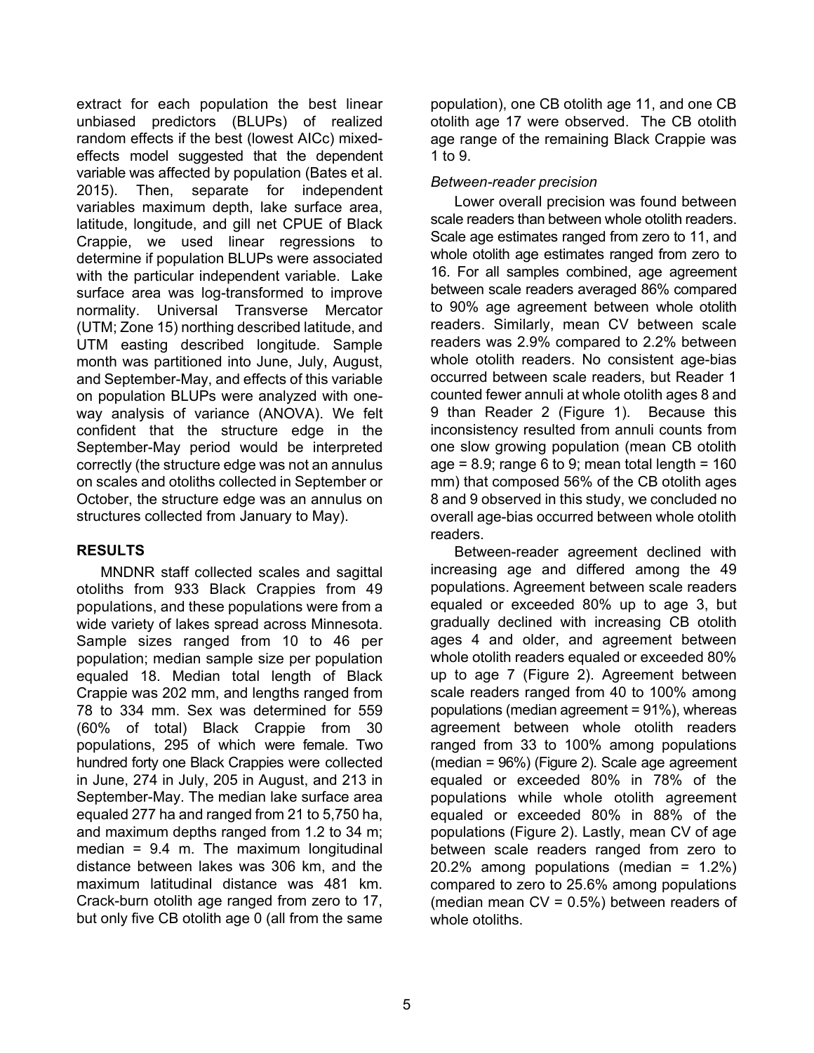extract for each population the best linear unbiased predictors (BLUPs) of realized random effects if the best (lowest AICc) mixed-effects model suggested that the dependent variable was affected by population (Bates et al. 2015). Then, separate for independent variables maximum depth, lake surface area, latitude, longitude, and gill net CPUE of Black Crappie, we used linear regressions to determine if population BLUPs were associated with the particular independent variable. Lake surface area was log-transformed to improve normality. Universal Transverse Mercator (UTM; Zone 15) northing described latitude, and UTM easting described longitude. Sample month was partitioned into June, July, August, and September-May, and effects of this variable on population BLUPs were analyzed with one-way analysis of variance (ANOVA). We felt confident that the structure edge in the September-May period would be interpreted correctly (the structure edge was not an annulus on scales and otoliths collected in September or October, the structure edge was an annulus on structures collected from January to May).

## RESULTS

MNDNR staff collected scales and sagittal otoliths from 933 Black Crappies from 49 populations, and these populations were from a wide variety of lakes spread across Minnesota. Sample sizes ranged from 10 to 46 per population; median sample size per population equaled 18. Median total length of Black Crappie was 202 mm, and lengths ranged from 78 to 334 mm. Sex was determined for 559 (60% of total) Black Crappie from 30 populations, 295 of which were female. Two hundred forty one Black Crappies were collected in June, 274 in July, 205 in August, and 213 in September-May. The median lake surface area equaled 277 ha and ranged from 21 to 5,750 ha, and maximum depths ranged from 1.2 to 34 m; median = 9.4 m. The maximum longitudinal distance between lakes was 306 km, and the maximum latitudinal distance was 481 km. Crack-burn otolith age ranged from zero to 17, but only five CB otolith age 0 (all from the same population), one CB otolith age 11, and one CB otolith age 17 were observed. The CB otolith age range of the remaining Black Crappie was 1 to 9.

### *Between-reader precision*

Lower overall precision was found between scale readers than between whole otolith readers. Scale age estimates ranged from zero to 11, and whole otolith age estimates ranged from zero to 16. For all samples combined, age agreement between scale readers averaged 86% compared to 90% age agreement between whole otolith readers. Similarly, mean CV between scale readers was 2.9% compared to 2.2% between whole otolith readers. No consistent age-bias occurred between scale readers, but Reader 1 counted fewer annuli at whole otolith ages 8 and 9 than Reader 2 (Figure 1). Because this inconsistency resulted from annuli counts from one slow growing population (mean CB otolith age = 8.9; range 6 to 9; mean total length = 160 mm) that composed 56% of the CB otolith ages 8 and 9 observed in this study, we concluded no overall age-bias occurred between whole otolith readers.

Between-reader agreement declined with increasing age and differed among the 49 populations. Agreement between scale readers equaled or exceeded 80% up to age 3, but gradually declined with increasing CB otolith ages 4 and older, and agreement between whole otolith readers equaled or exceeded 80% up to age 7 (Figure 2). Agreement between scale readers ranged from 40 to 100% among populations (median agreement = 91%), whereas agreement between whole otolith readers ranged from 33 to 100% among populations (median = 96%) (Figure 2). Scale age agreement equaled or exceeded 80% in 78% of the populations while whole otolith agreement equaled or exceeded 80% in 88% of the populations (Figure 2). Lastly, mean CV of age between scale readers ranged from zero to 20.2% among populations (median = 1.2%) compared to zero to 25.6% among populations (median mean CV = 0.5%) between readers of whole otoliths.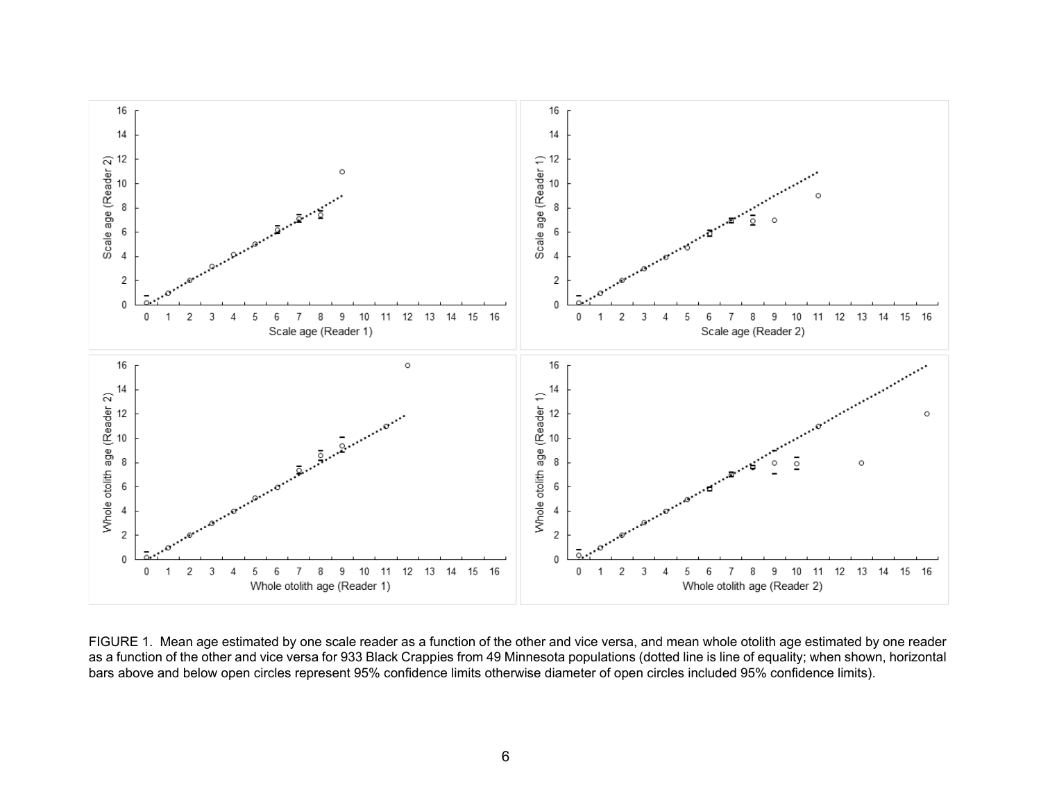FIGURE 1. Mean age estimated by one scale reader as a function of the other and vice versa, and mean whole otolith age estimated by one reader as a function of the other and vice versa for 933 Black Crappies from 49 Minnesota populations (dotted line is line of equality; when shown, horizontal bars above and below open circles represent 95% confidence limits otherwise diameter of open circles included 95% confidence limits).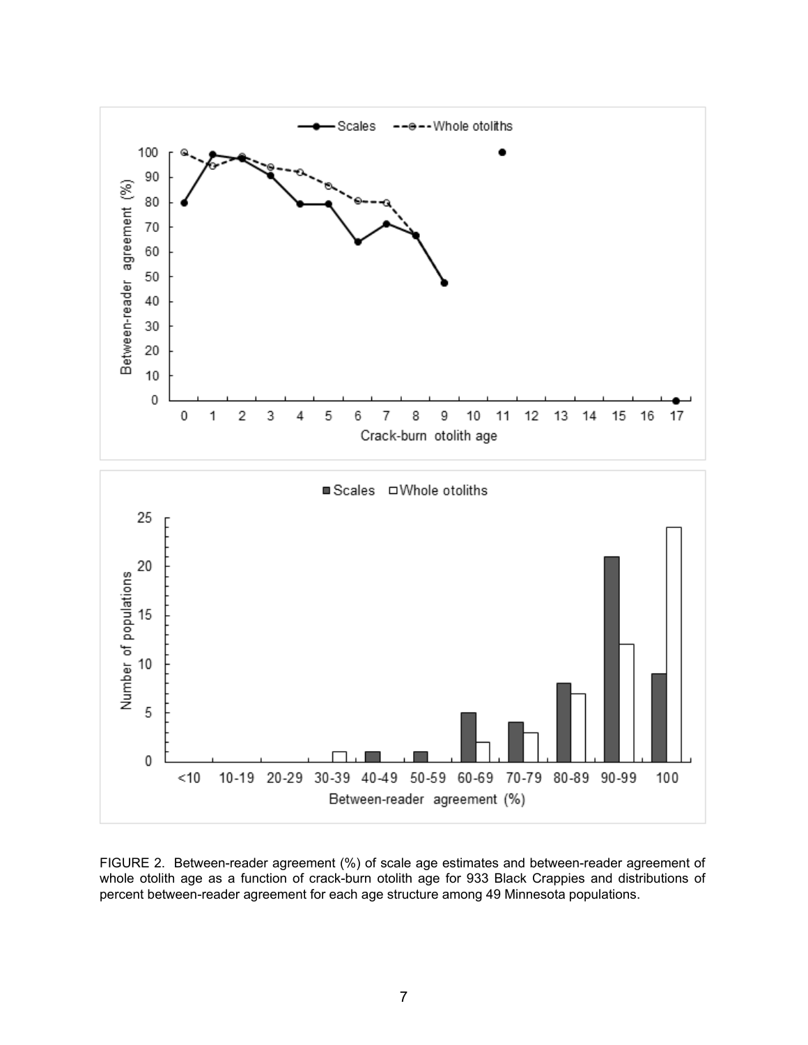FIGURE 2. Between-reader agreement (%) of scale age estimates and between-reader agreement of whole otolith age as a function of crack-burn otolith age for 933 Black Crappies and distributions of percent between-reader agreement for each age structure among 49 Minnesota populations.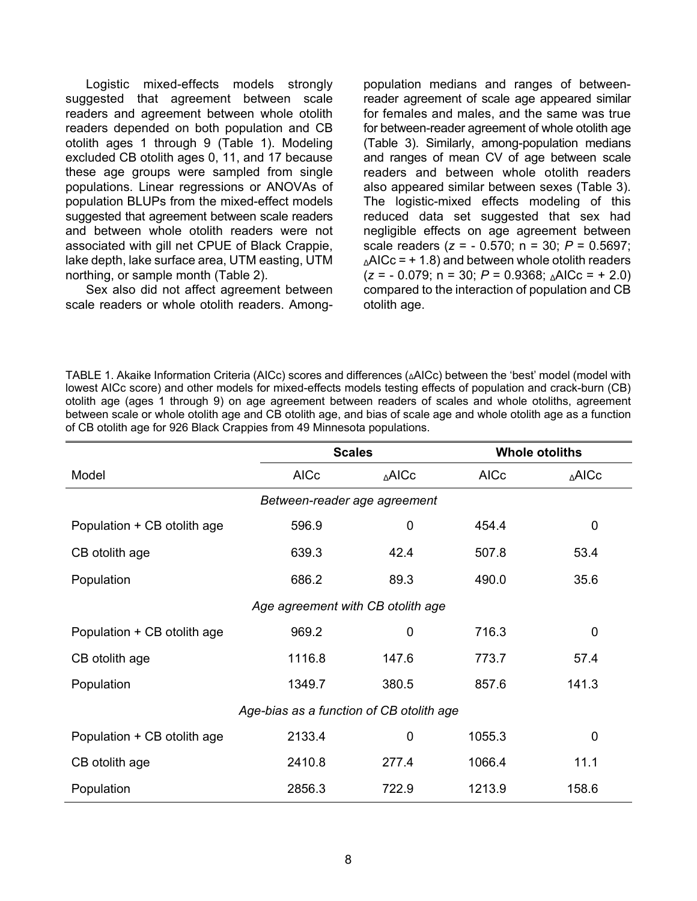Logistic mixed-effects models strongly suggested that agreement between scale readers and agreement between whole otolith readers depended on both population and CB otolith ages 1 through 9 (Table 1). Modeling excluded CB otolith ages 0, 11, and 17 because these age groups were sampled from single populations. Linear regressions or ANOVAs of population BLUPs from the mixed-effect models suggested that agreement between scale readers and between whole otolith readers were not associated with gill net CPUE of Black Crappie, lake depth, lake surface area, UTM easting, UTM northing, or sample month (Table 2).

Sex also did not affect agreement between scale readers or whole otolith readers. Among-population medians and ranges of between-reader agreement of scale age appeared similar for females and males, and the same was true for between-reader agreement of whole otolith age (Table 3). Similarly, among-population medians and ranges of mean CV of age between scale readers and between whole otolith readers also appeared similar between sexes (Table 3). The logistic-mixed effects modeling of this reduced data set suggested that sex had negligible effects on age agreement between scale readers ($z$ = - 0.570; n = 30; $P$ = 0.5697; $_{\Delta}$AICc = + 1.8) and between whole otolith readers ($z$ = - 0.079; n = 30; $P$ = 0.9368; $_{\Delta}$AICc = + 2.0) compared to the interaction of population and CB otolith age.

TABLE 1. Akaike Information Criteria (AICc) scores and differences ($_{\Delta}$AICc) between the 'best' model (model with lowest AICc score) and other models for mixed-effects models testing effects of population and crack-burn (CB) otolith age (ages 1 through 9) on age agreement between readers of scales and whole otoliths, agreement between scale or whole otolith age and CB otolith age, and bias of scale age and whole otolith age as a function of CB otolith age for 926 Black Crappies from 49 Minnesota populations.

| | Scales | | Whole otoliths | |
|---|---|---|---|---|
| Model | AICc | $_{\Delta}$AICc | AICc | $_{\Delta}$AICc |
| | *Between-reader age agreement* | | | |
| Population + CB otolith age | 596.9 | 0 | 454.4 | 0 |
| CB otolith age | 639.3 | 42.4 | 507.8 | 53.4 |
| Population | 686.2 | 89.3 | 490.0 | 35.6 |
| | *Age agreement with CB otolith age* | | | |
| Population + CB otolith age | 969.2 | 0 | 716.3 | 0 |
| CB otolith age | 1116.8 | 147.6 | 773.7 | 57.4 |
| Population | 1349.7 | 380.5 | 857.6 | 141.3 |
| | *Age-bias as a function of CB otolith age* | | | |
| Population + CB otolith age | 2133.4 | 0 | 1055.3 | 0 |
| CB otolith age | 2410.8 | 277.4 | 1066.4 | 11.1 |
| Population | 2856.3 | 722.9 | 1213.9 | 158.6 |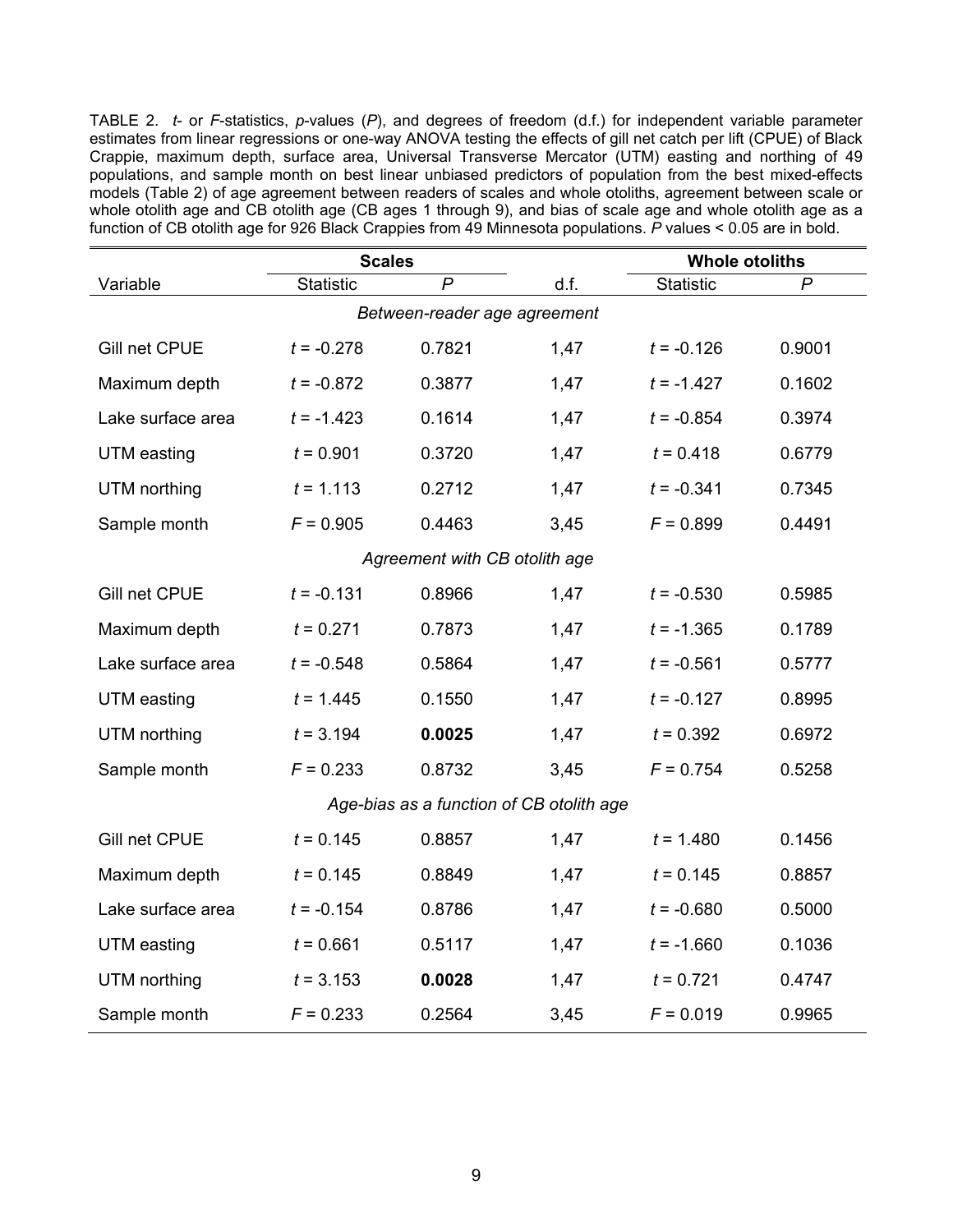TABLE 2. *t*- or *F*-statistics, *p*-values (*P*), and degrees of freedom (d.f.) for independent variable parameter estimates from linear regressions or one-way ANOVA testing the effects of gill net catch per lift (CPUE) of Black Crappie, maximum depth, surface area, Universal Transverse Mercator (UTM) easting and northing of 49 populations, and sample month on best linear unbiased predictors of population from the best mixed-effects models (Table 2) of age agreement between readers of scales and whole otoliths, agreement between scale or whole otolith age and CB otolith age (CB ages 1 through 9), and bias of scale age and whole otolith age as a function of CB otolith age for 926 Black Crappies from 49 Minnesota populations. *P* values < 0.05 are in bold.

| | Scales | | | Whole otoliths | |
|---|---|---|---|---|---|
| Variable | Statistic | *P* | d.f. | Statistic | *P* |
| *Between-reader age agreement* | | | | | |
| Gill net CPUE | *t* = -0.278 | 0.7821 | 1,47 | *t* = -0.126 | 0.9001 |
| Maximum depth | *t* = -0.872 | 0.3877 | 1,47 | *t* = -1.427 | 0.1602 |
| Lake surface area | *t* = -1.423 | 0.1614 | 1,47 | *t* = -0.854 | 0.3974 |
| UTM easting | *t* = 0.901 | 0.3720 | 1,47 | *t* = 0.418 | 0.6779 |
| UTM northing | *t* = 1.113 | 0.2712 | 1,47 | *t* = -0.341 | 0.7345 |
| Sample month | *F* = 0.905 | 0.4463 | 3,45 | *F* = 0.899 | 0.4491 |
| *Agreement with CB otolith age* | | | | | |
| Gill net CPUE | *t* = -0.131 | 0.8966 | 1,47 | *t* = -0.530 | 0.5985 |
| Maximum depth | *t* = 0.271 | 0.7873 | 1,47 | *t* = -1.365 | 0.1789 |
| Lake surface area | *t* = -0.548 | 0.5864 | 1,47 | *t* = -0.561 | 0.5777 |
| UTM easting | *t* = 1.445 | 0.1550 | 1,47 | *t* = -0.127 | 0.8995 |
| UTM northing | *t* = 3.194 | **0.0025** | 1,47 | *t* = 0.392 | 0.6972 |
| Sample month | *F* = 0.233 | 0.8732 | 3,45 | *F* = 0.754 | 0.5258 |
| *Age-bias as a function of CB otolith age* | | | | | |
| Gill net CPUE | *t* = 0.145 | 0.8857 | 1,47 | *t* = 1.480 | 0.1456 |
| Maximum depth | *t* = 0.145 | 0.8849 | 1,47 | *t* = 0.145 | 0.8857 |
| Lake surface area | *t* = -0.154 | 0.8786 | 1,47 | *t* = -0.680 | 0.5000 |
| UTM easting | *t* = 0.661 | 0.5117 | 1,47 | *t* = -1.660 | 0.1036 |
| UTM northing | *t* = 3.153 | **0.0028** | 1,47 | *t* = 0.721 | 0.4747 |
| Sample month | *F* = 0.233 | 0.2564 | 3,45 | *F* = 0.019 | 0.9965 |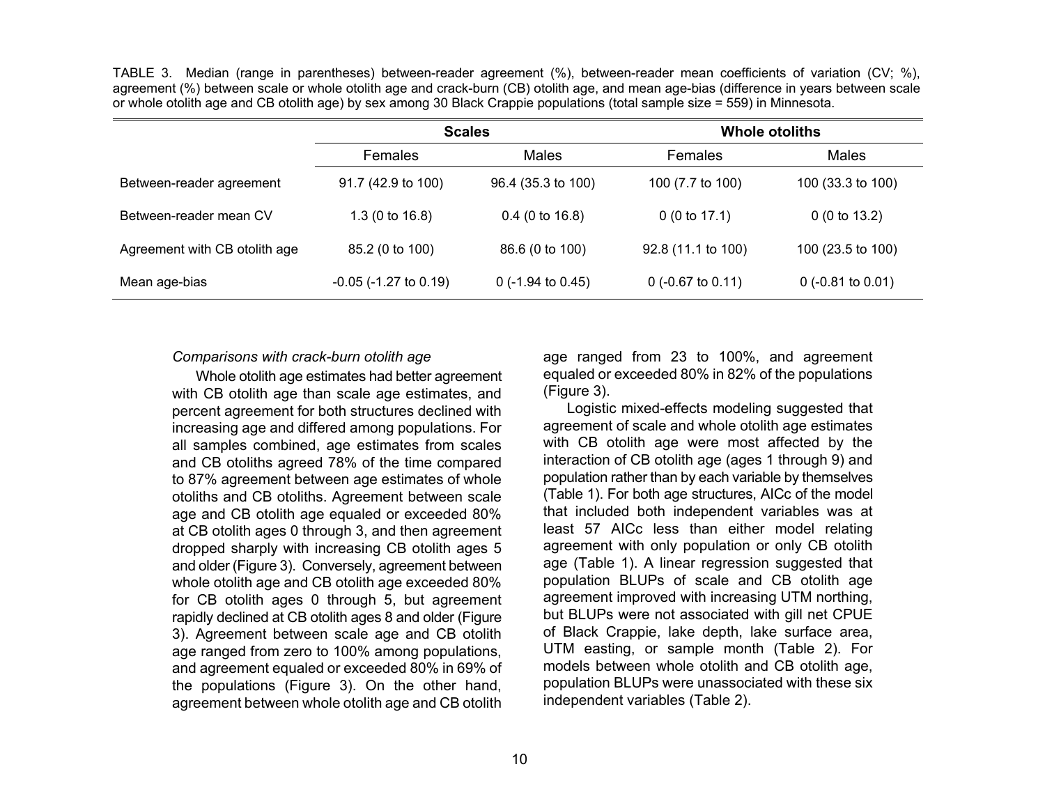TABLE 3. Median (range in parentheses) between-reader agreement (%), between-reader mean coefficients of variation (CV; %), agreement (%) between scale or whole otolith age and crack-burn (CB) otolith age, and mean age-bias (difference in years between scale or whole otolith age and CB otolith age) by sex among 30 Black Crappie populations (total sample size = 559) in Minnesota.

| | **Scales** | | **Whole otoliths** | |
|---|---|---|---|---|
| | Females | Males | Females | Males |
| Between-reader agreement | 91.7 (42.9 to 100) | 96.4 (35.3 to 100) | 100 (7.7 to 100) | 100 (33.3 to 100) |
| Between-reader mean CV | 1.3 (0 to 16.8) | 0.4 (0 to 16.8) | 0 (0 to 17.1) | 0 (0 to 13.2) |
| Agreement with CB otolith age | 85.2 (0 to 100) | 86.6 (0 to 100) | 92.8 (11.1 to 100) | 100 (23.5 to 100) |
| Mean age-bias | -0.05 (-1.27 to 0.19) | 0 (-1.94 to 0.45) | 0 (-0.67 to 0.11) | 0 (-0.81 to 0.01) |

*Comparisons with crack-burn otolith age*

Whole otolith age estimates had better agreement with CB otolith age than scale age estimates, and percent agreement for both structures declined with increasing age and differed among populations. For all samples combined, age estimates from scales and CB otoliths agreed 78% of the time compared to 87% agreement between age estimates of whole otoliths and CB otoliths. Agreement between scale age and CB otolith age equaled or exceeded 80% at CB otolith ages 0 through 3, and then agreement dropped sharply with increasing CB otolith ages 5 and older (Figure 3). Conversely, agreement between whole otolith age and CB otolith age exceeded 80% for CB otolith ages 0 through 5, but agreement rapidly declined at CB otolith ages 8 and older (Figure 3). Agreement between scale age and CB otolith age ranged from zero to 100% among populations, and agreement equaled or exceeded 80% in 69% of the populations (Figure 3). On the other hand, agreement between whole otolith age and CB otolith age ranged from 23 to 100%, and agreement equaled or exceeded 80% in 82% of the populations (Figure 3).

Logistic mixed-effects modeling suggested that agreement of scale and whole otolith age estimates with CB otolith age were most affected by the interaction of CB otolith age (ages 1 through 9) and population rather than by each variable by themselves (Table 1). For both age structures, AICc of the model that included both independent variables was at least 57 AICc less than either model relating agreement with only population or only CB otolith age (Table 1). A linear regression suggested that population BLUPs of scale and CB otolith age agreement improved with increasing UTM northing, but BLUPs were not associated with gill net CPUE of Black Crappie, lake depth, lake surface area, UTM easting, or sample month (Table 2). For models between whole otolith and CB otolith age, population BLUPs were unassociated with these six independent variables (Table 2).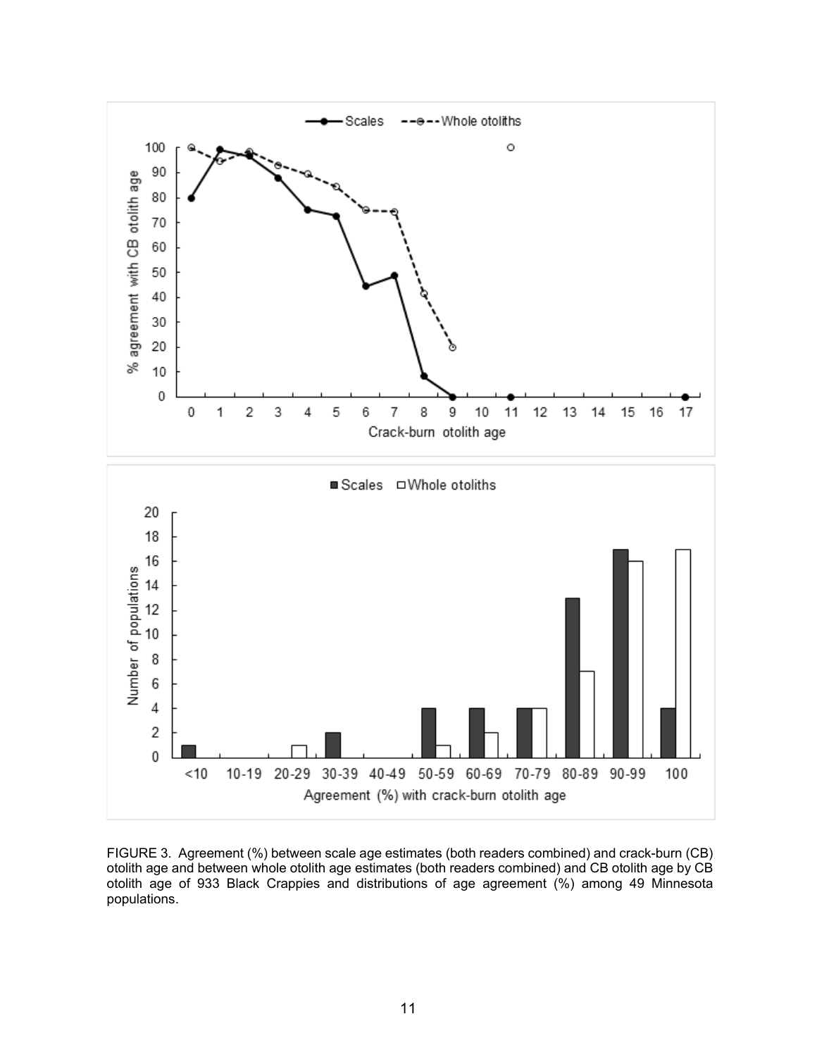FIGURE 3. Agreement (%) between scale age estimates (both readers combined) and crack-burn (CB) otolith age and between whole otolith age estimates (both readers combined) and CB otolith age by CB otolith age of 933 Black Crappies and distributions of age agreement (%) among 49 Minnesota populations.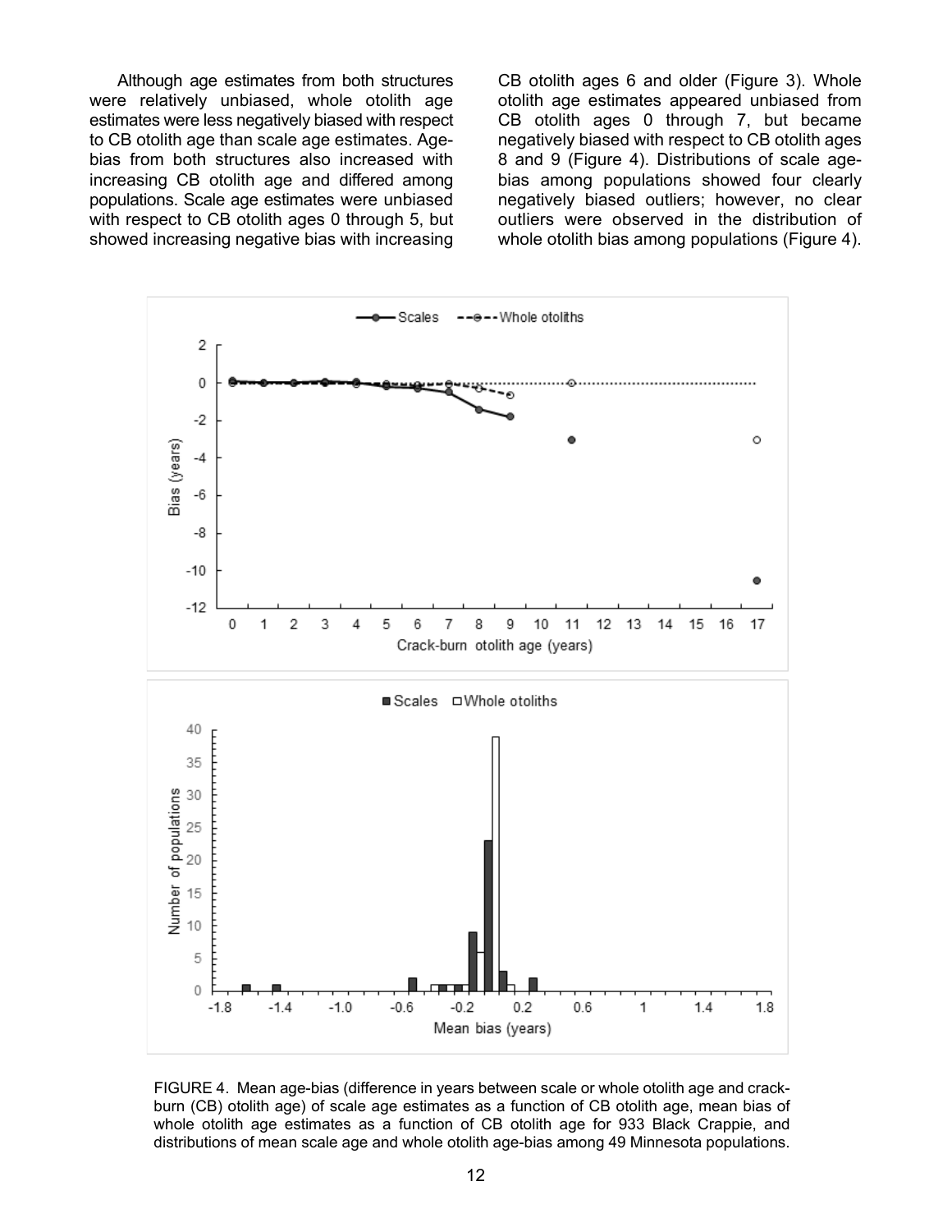Although age estimates from both structures were relatively unbiased, whole otolith age estimates were less negatively biased with respect to CB otolith age than scale age estimates. Age-bias from both structures also increased with increasing CB otolith age and differed among populations. Scale age estimates were unbiased with respect to CB otolith ages 0 through 5, but showed increasing negative bias with increasing CB otolith ages 6 and older (Figure 3). Whole otolith age estimates appeared unbiased from CB otolith ages 0 through 7, but became negatively biased with respect to CB otolith ages 8 and 9 (Figure 4). Distributions of scale age-bias among populations showed four clearly negatively biased outliers; however, no clear outliers were observed in the distribution of whole otolith bias among populations (Figure 4).

FIGURE 4. Mean age-bias (difference in years between scale or whole otolith age and crack-burn (CB) otolith age) of scale age estimates as a function of CB otolith age, mean bias of whole otolith age estimates as a function of CB otolith age for 933 Black Crappie, and distributions of mean scale age and whole otolith age-bias among 49 Minnesota populations.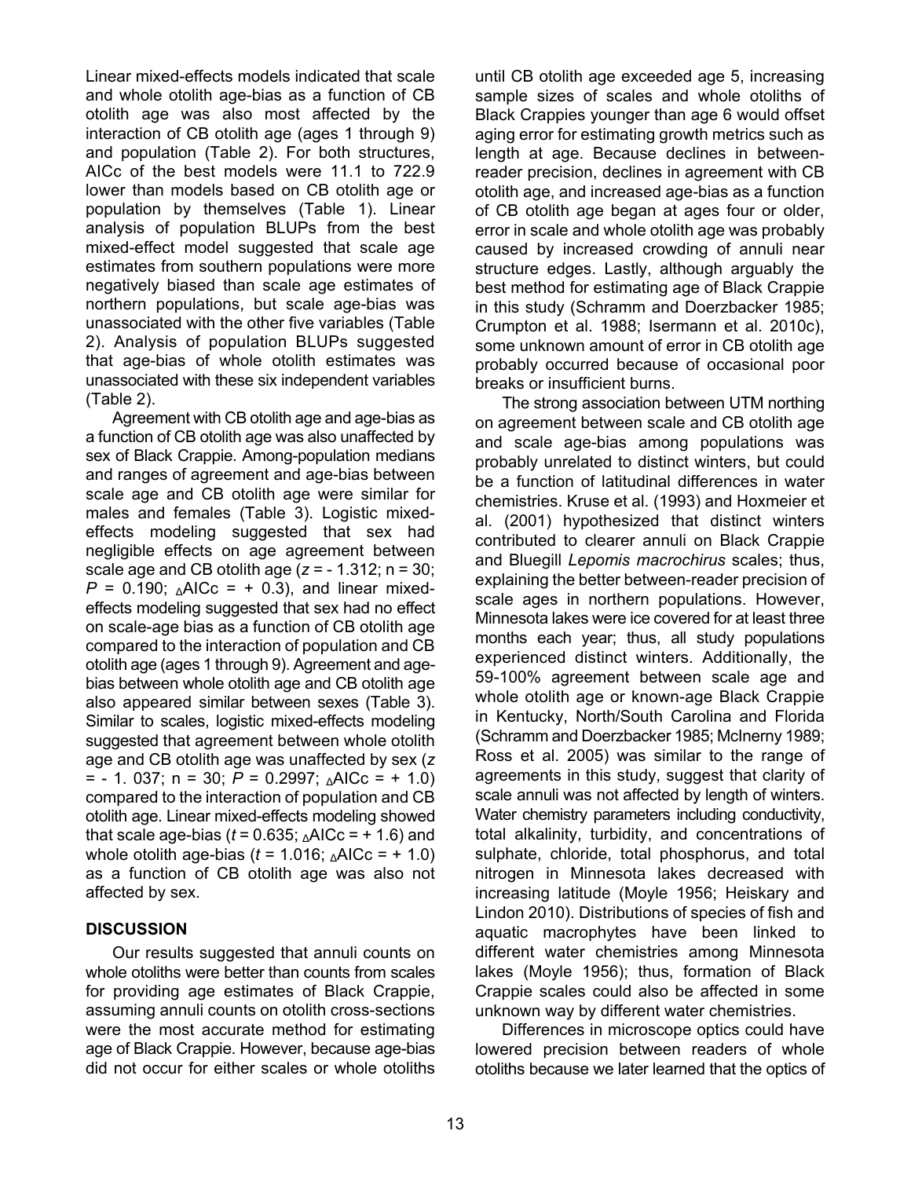Linear mixed-effects models indicated that scale and whole otolith age-bias as a function of CB otolith age was also most affected by the interaction of CB otolith age (ages 1 through 9) and population (Table 2). For both structures, AICc of the best models were 11.1 to 722.9 lower than models based on CB otolith age or population by themselves (Table 1). Linear analysis of population BLUPs from the best mixed-effect model suggested that scale age estimates from southern populations were more negatively biased than scale age estimates of northern populations, but scale age-bias was unassociated with the other five variables (Table 2). Analysis of population BLUPs suggested that age-bias of whole otolith estimates was unassociated with these six independent variables (Table 2).

Agreement with CB otolith age and age-bias as a function of CB otolith age was also unaffected by sex of Black Crappie. Among-population medians and ranges of agreement and age-bias between scale age and CB otolith age were similar for males and females (Table 3). Logistic mixed-effects modeling suggested that sex had negligible effects on age agreement between scale age and CB otolith age ($z$ = - 1.312; n = 30; $P$ = 0.190; $_{\Delta}$AICc = + 0.3), and linear mixed-effects modeling suggested that sex had no effect on scale-age bias as a function of CB otolith age compared to the interaction of population and CB otolith age (ages 1 through 9). Agreement and age-bias between whole otolith age and CB otolith age also appeared similar between sexes (Table 3). Similar to scales, logistic mixed-effects modeling suggested that agreement between whole otolith age and CB otolith age was unaffected by sex ($z$ = - 1. 037; n = 30; $P$ = 0.2997; $_{\Delta}$AICc = + 1.0) compared to the interaction of population and CB otolith age. Linear mixed-effects modeling showed that scale age-bias ($t$ = 0.635; $_{\Delta}$AICc = + 1.6) and whole otolith age-bias ($t$ = 1.016; $_{\Delta}$AICc = + 1.0) as a function of CB otolith age was also not affected by sex.

## DISCUSSION

Our results suggested that annuli counts on whole otoliths were better than counts from scales for providing age estimates of Black Crappie, assuming annuli counts on otolith cross-sections were the most accurate method for estimating age of Black Crappie. However, because age-bias did not occur for either scales or whole otoliths until CB otolith age exceeded age 5, increasing sample sizes of scales and whole otoliths of Black Crappies younger than age 6 would offset aging error for estimating growth metrics such as length at age. Because declines in between-reader precision, declines in agreement with CB otolith age, and increased age-bias as a function of CB otolith age began at ages four or older, error in scale and whole otolith age was probably caused by increased crowding of annuli near structure edges. Lastly, although arguably the best method for estimating age of Black Crappie in this study (Schramm and Doerzbacker 1985; Crumpton et al. 1988; Isermann et al. 2010c), some unknown amount of error in CB otolith age probably occurred because of occasional poor breaks or insufficient burns.

The strong association between UTM northing on agreement between scale and CB otolith age and scale age-bias among populations was probably unrelated to distinct winters, but could be a function of latitudinal differences in water chemistries. Kruse et al. (1993) and Hoxmeier et al. (2001) hypothesized that distinct winters contributed to clearer annuli on Black Crappie and Bluegill *Lepomis macrochirus* scales; thus, explaining the better between-reader precision of scale ages in northern populations. However, Minnesota lakes were ice covered for at least three months each year; thus, all study populations experienced distinct winters. Additionally, the 59-100% agreement between scale age and whole otolith age or known-age Black Crappie in Kentucky, North/South Carolina and Florida (Schramm and Doerzbacker 1985; McInerny 1989; Ross et al. 2005) was similar to the range of agreements in this study, suggest that clarity of scale annuli was not affected by length of winters. Water chemistry parameters including conductivity, total alkalinity, turbidity, and concentrations of sulphate, chloride, total phosphorus, and total nitrogen in Minnesota lakes decreased with increasing latitude (Moyle 1956; Heiskary and Lindon 2010). Distributions of species of fish and aquatic macrophytes have been linked to different water chemistries among Minnesota lakes (Moyle 1956); thus, formation of Black Crappie scales could also be affected in some unknown way by different water chemistries.

Differences in microscope optics could have lowered precision between readers of whole otoliths because we later learned that the optics of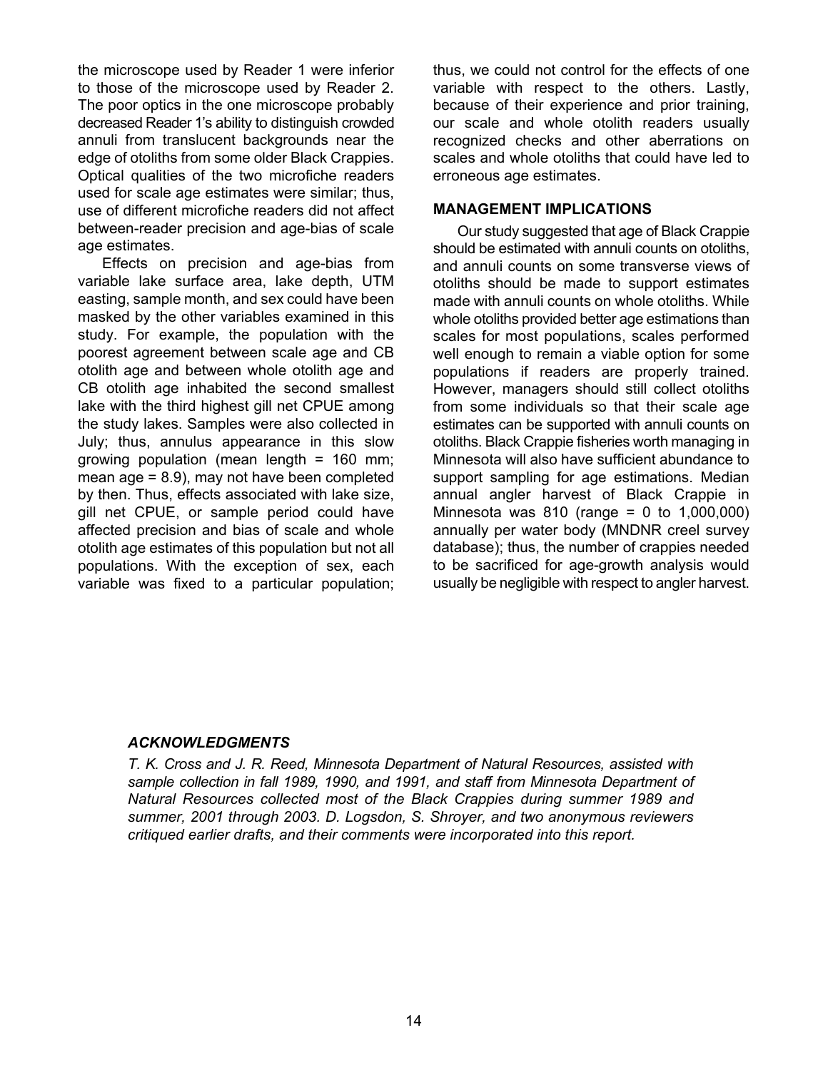the microscope used by Reader 1 were inferior to those of the microscope used by Reader 2. The poor optics in the one microscope probably decreased Reader 1's ability to distinguish crowded annuli from translucent backgrounds near the edge of otoliths from some older Black Crappies. Optical qualities of the two microfiche readers used for scale age estimates were similar; thus, use of different microfiche readers did not affect between-reader precision and age-bias of scale age estimates.

Effects on precision and age-bias from variable lake surface area, lake depth, UTM easting, sample month, and sex could have been masked by the other variables examined in this study. For example, the population with the poorest agreement between scale age and CB otolith age and between whole otolith age and CB otolith age inhabited the second smallest lake with the third highest gill net CPUE among the study lakes. Samples were also collected in July; thus, annulus appearance in this slow growing population (mean length = 160 mm; mean age = 8.9), may not have been completed by then. Thus, effects associated with lake size, gill net CPUE, or sample period could have affected precision and bias of scale and whole otolith age estimates of this population but not all populations. With the exception of sex, each variable was fixed to a particular population; thus, we could not control for the effects of one variable with respect to the others. Lastly, because of their experience and prior training, our scale and whole otolith readers usually recognized checks and other aberrations on scales and whole otoliths that could have led to erroneous age estimates.

## MANAGEMENT IMPLICATIONS

Our study suggested that age of Black Crappie should be estimated with annuli counts on otoliths, and annuli counts on some transverse views of otoliths should be made to support estimates made with annuli counts on whole otoliths. While whole otoliths provided better age estimations than scales for most populations, scales performed well enough to remain a viable option for some populations if readers are properly trained. However, managers should still collect otoliths from some individuals so that their scale age estimates can be supported with annuli counts on otoliths. Black Crappie fisheries worth managing in Minnesota will also have sufficient abundance to support sampling for age estimations. Median annual angler harvest of Black Crappie in Minnesota was 810 (range = 0 to 1,000,000) annually per water body (MNDNR creel survey database); thus, the number of crappies needed to be sacrificed for age-growth analysis would usually be negligible with respect to angler harvest.

### *ACKNOWLEDGMENTS*

*T. K. Cross and J. R. Reed, Minnesota Department of Natural Resources, assisted with sample collection in fall 1989, 1990, and 1991, and staff from Minnesota Department of Natural Resources collected most of the Black Crappies during summer 1989 and summer, 2001 through 2003. D. Logsdon, S. Shroyer, and two anonymous reviewers critiqued earlier drafts, and their comments were incorporated into this report.*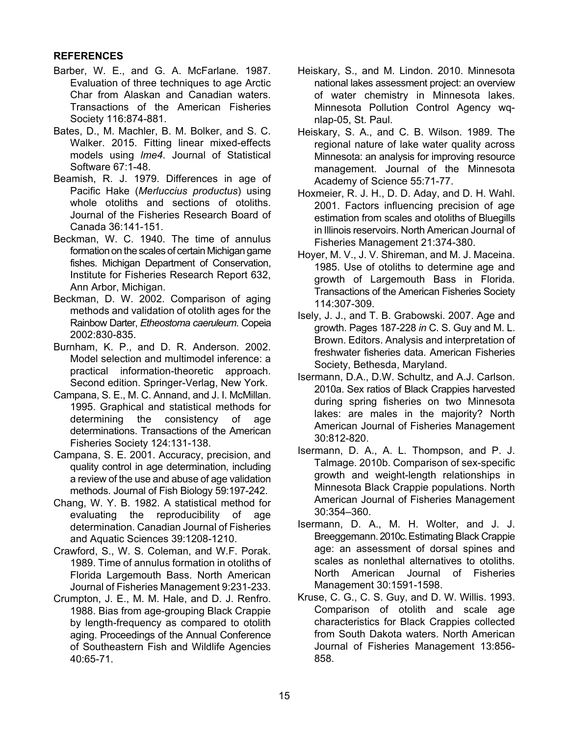**REFERENCES**

Barber, W. E., and G. A. McFarlane. 1987. Evaluation of three techniques to age Arctic Char from Alaskan and Canadian waters. Transactions of the American Fisheries Society 116:874-881.

Bates, D., M. Machler, B. M. Bolker, and S. C. Walker. 2015. Fitting linear mixed-effects models using *lme4*. Journal of Statistical Software 67:1-48.

Beamish, R. J. 1979. Differences in age of Pacific Hake (*Merluccius productus*) using whole otoliths and sections of otoliths. Journal of the Fisheries Research Board of Canada 36:141-151.

Beckman, W. C. 1940. The time of annulus formation on the scales of certain Michigan game fishes. Michigan Department of Conservation, Institute for Fisheries Research Report 632, Ann Arbor, Michigan.

Beckman, D. W. 2002. Comparison of aging methods and validation of otolith ages for the Rainbow Darter, *Etheostoma caeruleum*. Copeia 2002:830-835.

Burnham, K. P., and D. R. Anderson. 2002. Model selection and multimodel inference: a practical information-theoretic approach. Second edition. Springer-Verlag, New York.

Campana, S. E., M. C. Annand, and J. I. McMillan. 1995. Graphical and statistical methods for determining the consistency of age determinations. Transactions of the American Fisheries Society 124:131-138.

Campana, S. E. 2001. Accuracy, precision, and quality control in age determination, including a review of the use and abuse of age validation methods. Journal of Fish Biology 59:197-242.

Chang, W. Y. B. 1982. A statistical method for evaluating the reproducibility of age determination. Canadian Journal of Fisheries and Aquatic Sciences 39:1208-1210.

Crawford, S., W. S. Coleman, and W.F. Porak. 1989. Time of annulus formation in otoliths of Florida Largemouth Bass. North American Journal of Fisheries Management 9:231-233.

Crumpton, J. E., M. M. Hale, and D. J. Renfro. 1988. Bias from age-grouping Black Crappie by length-frequency as compared to otolith aging. Proceedings of the Annual Conference of Southeastern Fish and Wildlife Agencies 40:65-71.

Heiskary, S., and M. Lindon. 2010. Minnesota national lakes assessment project: an overview of water chemistry in Minnesota lakes. Minnesota Pollution Control Agency wq-nlap-05, St. Paul.

Heiskary, S. A., and C. B. Wilson. 1989. The regional nature of lake water quality across Minnesota: an analysis for improving resource management. Journal of the Minnesota Academy of Science 55:71-77.

Hoxmeier, R. J. H., D. D. Aday, and D. H. Wahl. 2001. Factors influencing precision of age estimation from scales and otoliths of Bluegills in Illinois reservoirs. North American Journal of Fisheries Management 21:374-380.

Hoyer, M. V., J. V. Shireman, and M. J. Maceina. 1985. Use of otoliths to determine age and growth of Largemouth Bass in Florida. Transactions of the American Fisheries Society 114:307-309.

Isely, J. J., and T. B. Grabowski. 2007. Age and growth. Pages 187-228 *in* C. S. Guy and M. L. Brown. Editors. Analysis and interpretation of freshwater fisheries data. American Fisheries Society, Bethesda, Maryland.

Isermann, D.A., D.W. Schultz, and A.J. Carlson. 2010a. Sex ratios of Black Crappies harvested during spring fisheries on two Minnesota lakes: are males in the majority? North American Journal of Fisheries Management 30:812-820.

Isermann, D. A., A. L. Thompson, and P. J. Talmage. 2010b. Comparison of sex-specific growth and weight-length relationships in Minnesota Black Crappie populations. North American Journal of Fisheries Management 30:354–360.

Isermann, D. A., M. H. Wolter, and J. J. Breeggemann. 2010c. Estimating Black Crappie age: an assessment of dorsal spines and scales as nonlethal alternatives to otoliths. North American Journal of Fisheries Management 30:1591-1598.

Kruse, C. G., C. S. Guy, and D. W. Willis. 1993. Comparison of otolith and scale age characteristics for Black Crappies collected from South Dakota waters. North American Journal of Fisheries Management 13:856-858.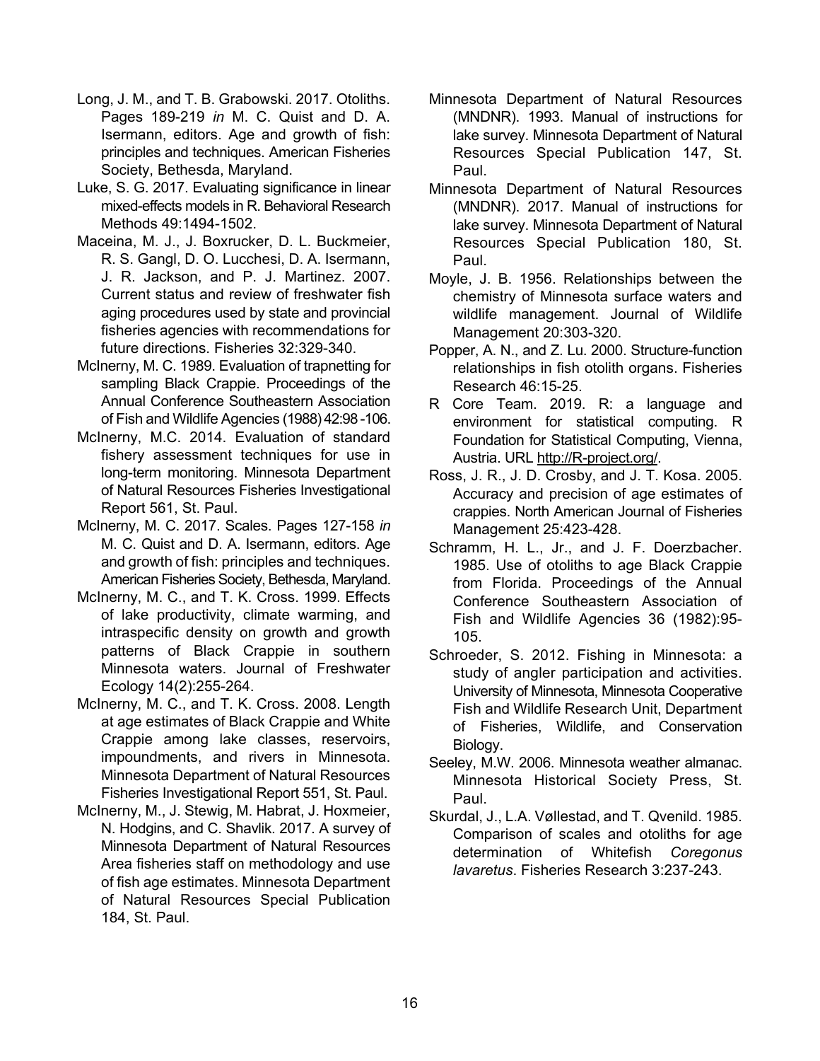Long, J. M., and T. B. Grabowski. 2017. Otoliths. Pages 189-219 *in* M. C. Quist and D. A. Isermann, editors. Age and growth of fish: principles and techniques. American Fisheries Society, Bethesda, Maryland.

Luke, S. G. 2017. Evaluating significance in linear mixed-effects models in R. Behavioral Research Methods 49:1494-1502.

Maceina, M. J., J. Boxrucker, D. L. Buckmeier, R. S. Gangl, D. O. Lucchesi, D. A. Isermann, J. R. Jackson, and P. J. Martinez. 2007. Current status and review of freshwater fish aging procedures used by state and provincial fisheries agencies with recommendations for future directions. Fisheries 32:329-340.

McInerny, M. C. 1989. Evaluation of trapnetting for sampling Black Crappie. Proceedings of the Annual Conference Southeastern Association of Fish and Wildlife Agencies (1988) 42:98-106.

McInerny, M.C. 2014. Evaluation of standard fishery assessment techniques for use in long-term monitoring. Minnesota Department of Natural Resources Fisheries Investigational Report 561, St. Paul.

McInerny, M. C. 2017. Scales. Pages 127-158 *in* M. C. Quist and D. A. Isermann, editors. Age and growth of fish: principles and techniques. American Fisheries Society, Bethesda, Maryland.

McInerny, M. C., and T. K. Cross. 1999. Effects of lake productivity, climate warming, and intraspecific density on growth and growth patterns of Black Crappie in southern Minnesota waters. Journal of Freshwater Ecology 14(2):255-264.

McInerny, M. C., and T. K. Cross. 2008. Length at age estimates of Black Crappie and White Crappie among lake classes, reservoirs, impoundments, and rivers in Minnesota. Minnesota Department of Natural Resources Fisheries Investigational Report 551, St. Paul.

McInerny, M., J. Stewig, M. Habrat, J. Hoxmeier, N. Hodgins, and C. Shavlik. 2017. A survey of Minnesota Department of Natural Resources Area fisheries staff on methodology and use of fish age estimates. Minnesota Department of Natural Resources Special Publication 184, St. Paul.

Minnesota Department of Natural Resources (MNDNR). 1993. Manual of instructions for lake survey. Minnesota Department of Natural Resources Special Publication 147, St. Paul.

Minnesota Department of Natural Resources (MNDNR). 2017. Manual of instructions for lake survey. Minnesota Department of Natural Resources Special Publication 180, St. Paul.

Moyle, J. B. 1956. Relationships between the chemistry of Minnesota surface waters and wildlife management. Journal of Wildlife Management 20:303-320.

Popper, A. N., and Z. Lu. 2000. Structure-function relationships in fish otolith organs. Fisheries Research 46:15-25.

R Core Team. 2019. R: a language and environment for statistical computing. R Foundation for Statistical Computing, Vienna, Austria. URL http://R-project.org/.

Ross, J. R., J. D. Crosby, and J. T. Kosa. 2005. Accuracy and precision of age estimates of crappies. North American Journal of Fisheries Management 25:423-428.

Schramm, H. L., Jr., and J. F. Doerzbacher. 1985. Use of otoliths to age Black Crappie from Florida. Proceedings of the Annual Conference Southeastern Association of Fish and Wildlife Agencies 36 (1982):95-105.

Schroeder, S. 2012. Fishing in Minnesota: a study of angler participation and activities. University of Minnesota, Minnesota Cooperative Fish and Wildlife Research Unit, Department of Fisheries, Wildlife, and Conservation Biology.

Seeley, M.W. 2006. Minnesota weather almanac. Minnesota Historical Society Press, St. Paul.

Skurdal, J., L.A. Vøllestad, and T. Qvenild. 1985. Comparison of scales and otoliths for age determination of Whitefish *Coregonus lavaretus*. Fisheries Research 3:237-243.